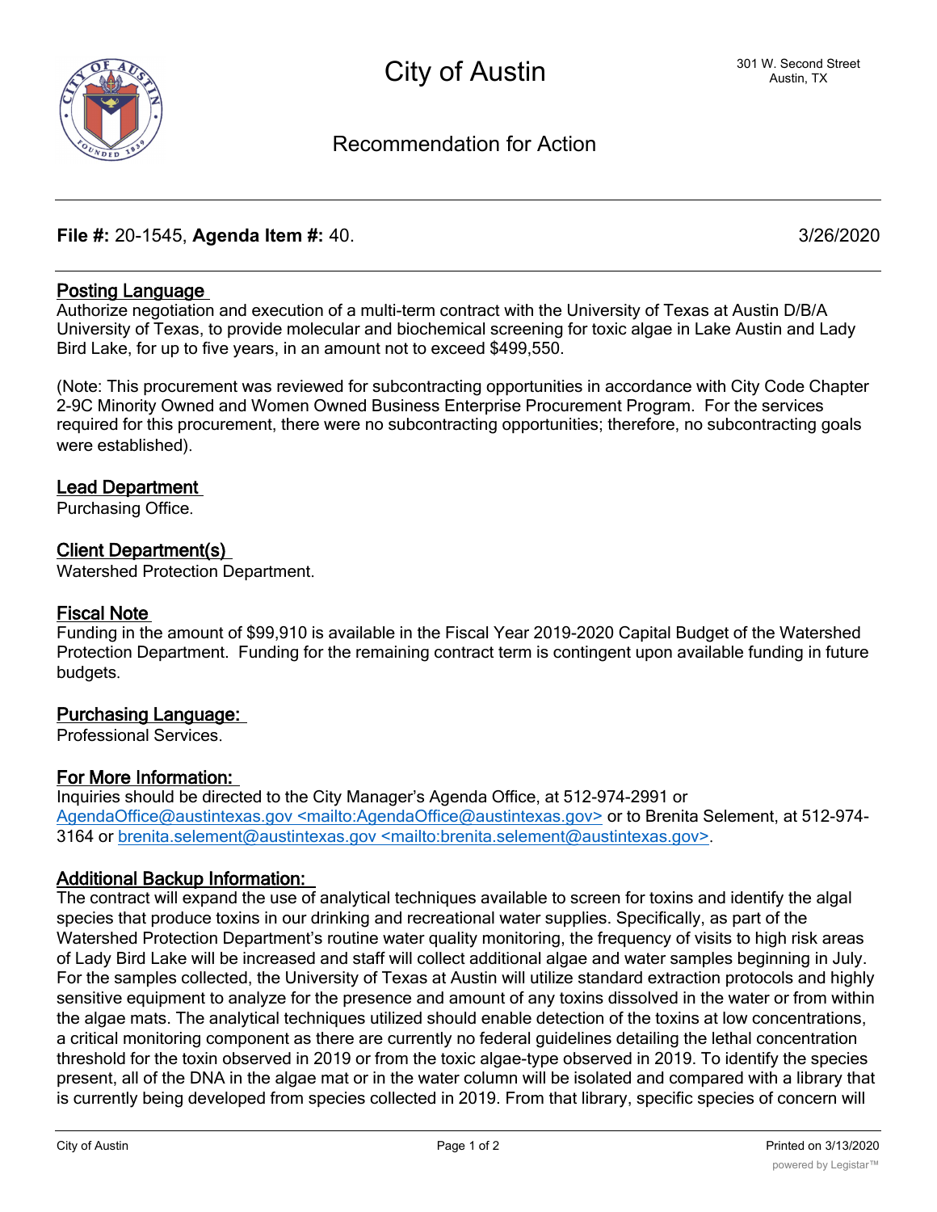# City of Austin

301 W. Second Street
Austin, TX

## Recommendation for Action

**File #:** 20-1545, **Agenda Item #:** 40. 3/26/2020

### Posting Language

Authorize negotiation and execution of a multi-term contract with the University of Texas at Austin D/B/A University of Texas, to provide molecular and biochemical screening for toxic algae in Lake Austin and Lady Bird Lake, for up to five years, in an amount not to exceed $499,550.

(Note: This procurement was reviewed for subcontracting opportunities in accordance with City Code Chapter 2-9C Minority Owned and Women Owned Business Enterprise Procurement Program. For the services required for this procurement, there were no subcontracting opportunities; therefore, no subcontracting goals were established).

### Lead Department

Purchasing Office.

### Client Department(s)

Watershed Protection Department.

### Fiscal Note

Funding in the amount of $99,910 is available in the Fiscal Year 2019-2020 Capital Budget of the Watershed Protection Department. Funding for the remaining contract term is contingent upon available funding in future budgets.

### Purchasing Language:

Professional Services.

### For More Information:

Inquiries should be directed to the City Manager's Agenda Office, at 512-974-2991 or AgendaOffice@austintexas.gov <mailto:AgendaOffice@austintexas.gov> or to Brenita Selement, at 512-974-3164 or brenita.selement@austintexas.gov <mailto:brenita.selement@austintexas.gov>.

### Additional Backup Information:

The contract will expand the use of analytical techniques available to screen for toxins and identify the algal species that produce toxins in our drinking and recreational water supplies. Specifically, as part of the Watershed Protection Department's routine water quality monitoring, the frequency of visits to high risk areas of Lady Bird Lake will be increased and staff will collect additional algae and water samples beginning in July. For the samples collected, the University of Texas at Austin will utilize standard extraction protocols and highly sensitive equipment to analyze for the presence and amount of any toxins dissolved in the water or from within the algae mats. The analytical techniques utilized should enable detection of the toxins at low concentrations, a critical monitoring component as there are currently no federal guidelines detailing the lethal concentration threshold for the toxin observed in 2019 or from the toxic algae-type observed in 2019. To identify the species present, all of the DNA in the algae mat or in the water column will be isolated and compared with a library that is currently being developed from species collected in 2019. From that library, specific species of concern will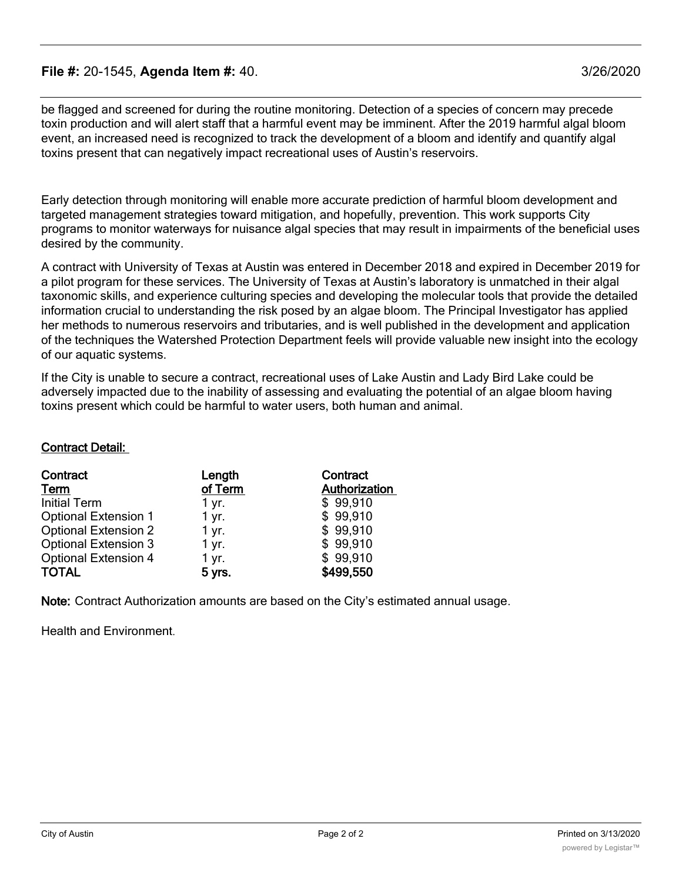be flagged and screened for during the routine monitoring. Detection of a species of concern may precede toxin production and will alert staff that a harmful event may be imminent. After the 2019 harmful algal bloom event, an increased need is recognized to track the development of a bloom and identify and quantify algal toxins present that can negatively impact recreational uses of Austin's reservoirs.

Early detection through monitoring will enable more accurate prediction of harmful bloom development and targeted management strategies toward mitigation, and hopefully, prevention. This work supports City programs to monitor waterways for nuisance algal species that may result in impairments of the beneficial uses desired by the community.

A contract with University of Texas at Austin was entered in December 2018 and expired in December 2019 for a pilot program for these services. The University of Texas at Austin's laboratory is unmatched in their algal taxonomic skills, and experience culturing species and developing the molecular tools that provide the detailed information crucial to understanding the risk posed by an algae bloom. The Principal Investigator has applied her methods to numerous reservoirs and tributaries, and is well published in the development and application of the techniques the Watershed Protection Department feels will provide valuable new insight into the ecology of our aquatic systems.

If the City is unable to secure a contract, recreational uses of Lake Austin and Lady Bird Lake could be adversely impacted due to the inability of assessing and evaluating the potential of an algae bloom having toxins present which could be harmful to water users, both human and animal.

**Contract Detail:**

| Contract Term | Length of Term | Contract Authorization |
|---|---|---|
| Initial Term | 1 yr. | $ 99,910 |
| Optional Extension 1 | 1 yr. | $ 99,910 |
| Optional Extension 2 | 1 yr. | $ 99,910 |
| Optional Extension 3 | 1 yr. | $ 99,910 |
| Optional Extension 4 | 1 yr. | $ 99,910 |
| **TOTAL** | **5 yrs.** | **$499,550** |

**Note:** Contract Authorization amounts are based on the City's estimated annual usage.

Health and Environment.